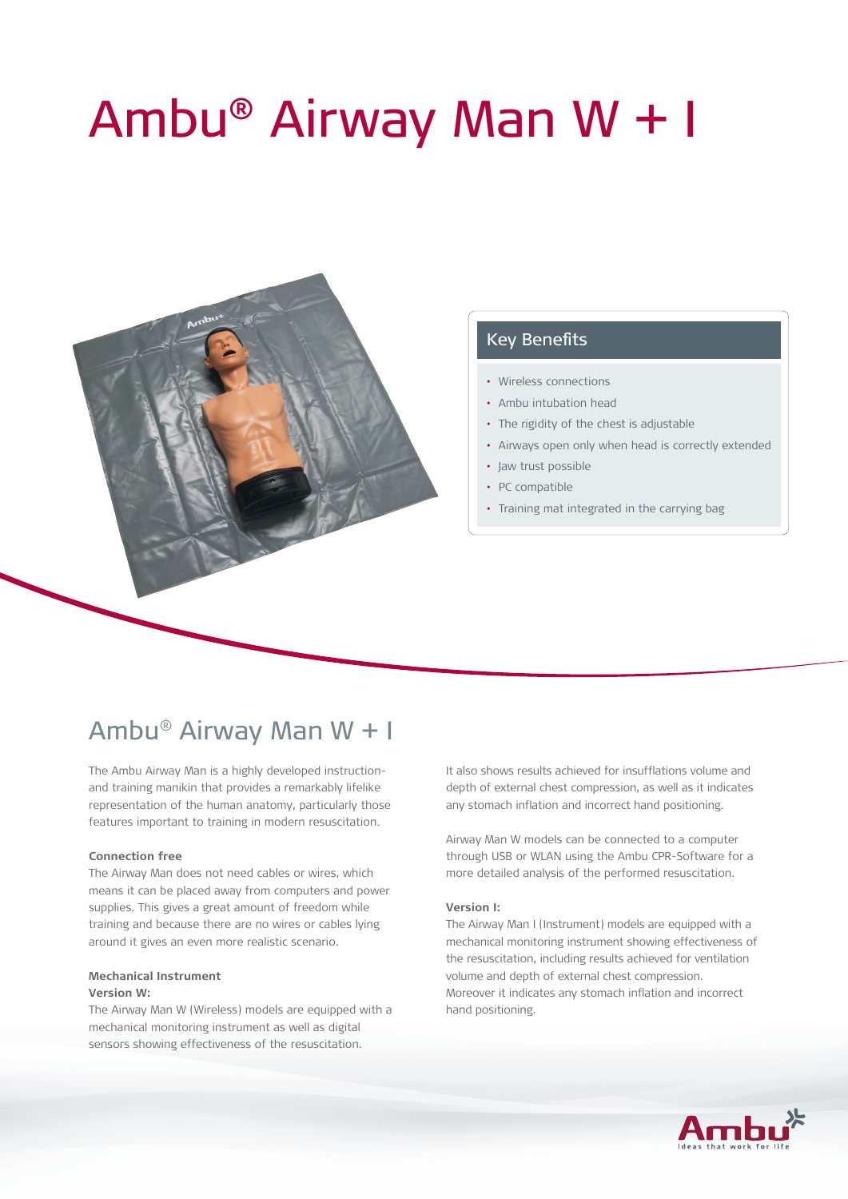# Ambu® Airway Man W + I

## Key Benefits

- Wireless connections
- Ambu intubation head
- The rigidity of the chest is adjustable
- Airways open only when head is correctly extended
- Jaw trust possible
- PC compatible
- Training mat integrated in the carrying bag

## Ambu® Airway Man W + I

The Ambu Airway Man is a highly developed instruction- and training manikin that provides a remarkably lifelike representation of the human anatomy, particularly those features important to training in modern resuscitation.

**Connection free**

The Airway Man does not need cables or wires, which means it can be placed away from computers and power supplies. This gives a great amount of freedom while training and because there are no wires or cables lying around it gives an even more realistic scenario.

**Mechanical Instrument**

**Version W:**

The Airway Man W (Wireless) models are equipped with a mechanical monitoring instrument as well as digital sensors showing effectiveness of the resuscitation.

It also shows results achieved for insufflations volume and depth of external chest compression, as well as it indicates any stomach inflation and incorrect hand positioning.

Airway Man W models can be connected to a computer through USB or WLAN using the Ambu CPR-Software for a more detailed analysis of the performed resuscitation.

**Version I:**

The Airway Man I (Instrument) models are equipped with a mechanical monitoring instrument showing effectiveness of the resuscitation, including results achieved for ventilation volume and depth of external chest compression. Moreover it indicates any stomach inflation and incorrect hand positioning.

Ambu
Ideas that work for life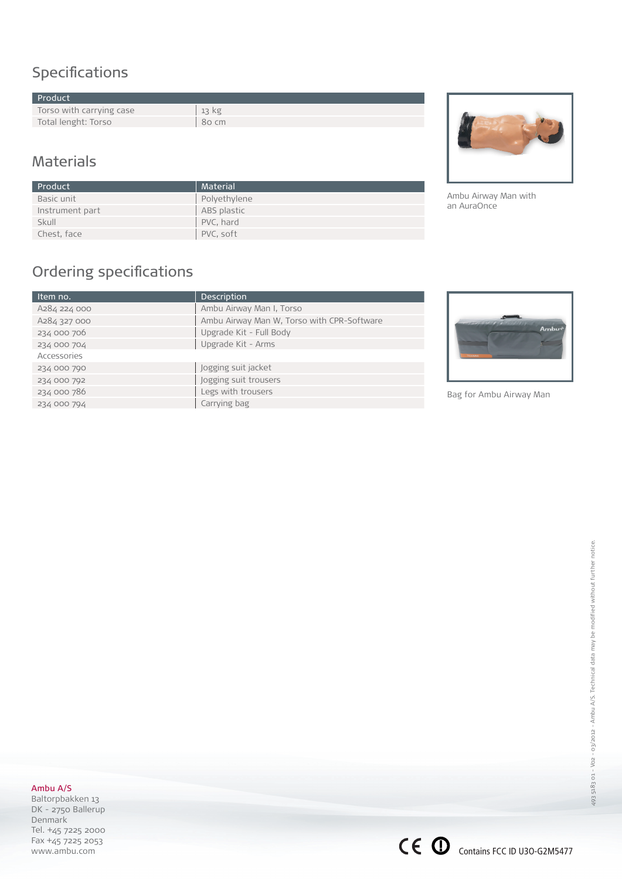## Specifications

| Product | |
|---|---|
| Torso with carrying case | 13 kg |
| Total lenght: Torso | 80 cm |

## Materials

| Product | Material |
|---|---|
| Basic unit | Polyethylene |
| Instrument part | ABS plastic |
| Skull | PVC, hard |
| Chest, face | PVC, soft |

Ambu Airway Man with an AuraOnce

## Ordering specifications

| Item no. | Description |
|---|---|
| A284 224 000 | Ambu Airway Man I, Torso |
| A284 327 000 | Ambu Airway Man W, Torso with CPR-Software |
| 234 000 706 | Upgrade Kit - Full Body |
| 234 000 704 | Upgrade Kit - Arms |
| Accessories | |
| 234 000 790 | Jogging suit jacket |
| 234 000 792 | Jogging suit trousers |
| 234 000 786 | Legs with trousers |
| 234 000 794 | Carrying bag |

Bag for Ambu Airway Man

Ambu A/S
Baltorpbakken 13
DK - 2750 Ballerup
Denmark
Tel. +45 7225 2000
Fax +45 7225 2053
www.ambu.com

Contains FCC ID U3O-G2M5477

493 5183 01 - V02 - 03/2012 - Ambu A/S. Technical data may be modified without further notice.